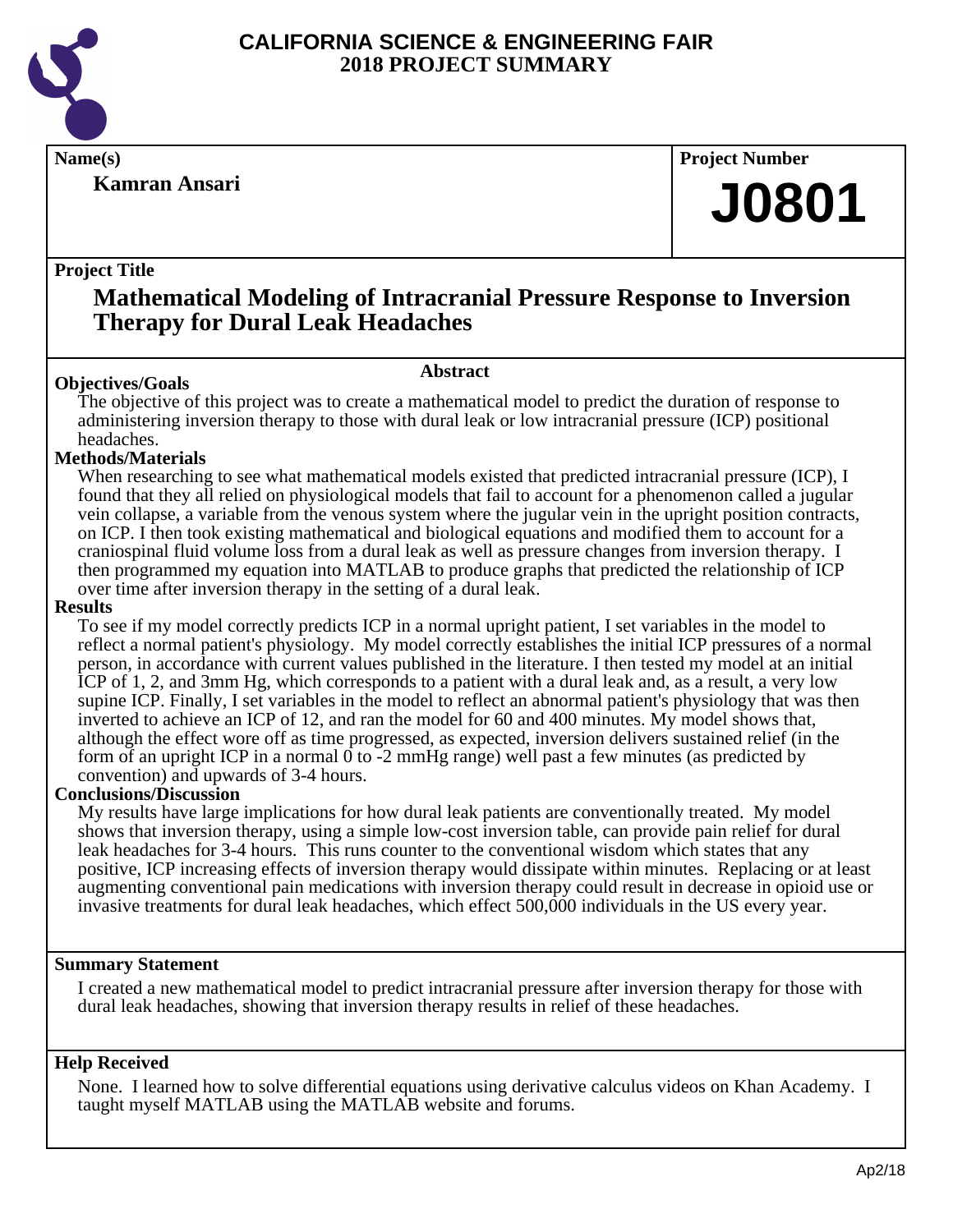# CALIFORNIA SCIENCE & ENGINEERING FAIR
## 2018 PROJECT SUMMARY

**Name(s)**

**Kamran Ansari**

**Project Number**

# J0801

**Project Title**

## Mathematical Modeling of Intracranial Pressure Response to Inversion Therapy for Dural Leak Headaches

### Abstract

**Objectives/Goals**

The objective of this project was to create a mathematical model to predict the duration of response to administering inversion therapy to those with dural leak or low intracranial pressure (ICP) positional headaches.

**Methods/Materials**

When researching to see what mathematical models existed that predicted intracranial pressure (ICP), I found that they all relied on physiological models that fail to account for a phenomenon called a jugular vein collapse, a variable from the venous system where the jugular vein in the upright position contracts, on ICP. I then took existing mathematical and biological equations and modified them to account for a craniospinal fluid volume loss from a dural leak as well as pressure changes from inversion therapy. I then programmed my equation into MATLAB to produce graphs that predicted the relationship of ICP over time after inversion therapy in the setting of a dural leak.

**Results**

To see if my model correctly predicts ICP in a normal upright patient, I set variables in the model to reflect a normal patient's physiology. My model correctly establishes the initial ICP pressures of a normal person, in accordance with current values published in the literature. I then tested my model at an initial ICP of 1, 2, and 3mm Hg, which corresponds to a patient with a dural leak and, as a result, a very low supine ICP. Finally, I set variables in the model to reflect an abnormal patient's physiology that was then inverted to achieve an ICP of 12, and ran the model for 60 and 400 minutes. My model shows that, although the effect wore off as time progressed, as expected, inversion delivers sustained relief (in the form of an upright ICP in a normal 0 to -2 mmHg range) well past a few minutes (as predicted by convention) and upwards of 3-4 hours.

**Conclusions/Discussion**

My results have large implications for how dural leak patients are conventionally treated. My model shows that inversion therapy, using a simple low-cost inversion table, can provide pain relief for dural leak headaches for 3-4 hours. This runs counter to the conventional wisdom which states that any positive, ICP increasing effects of inversion therapy would dissipate within minutes. Replacing or at least augmenting conventional pain medications with inversion therapy could result in decrease in opioid use or invasive treatments for dural leak headaches, which effect 500,000 individuals in the US every year.

**Summary Statement**

I created a new mathematical model to predict intracranial pressure after inversion therapy for those with dural leak headaches, showing that inversion therapy results in relief of these headaches.

**Help Received**

None. I learned how to solve differential equations using derivative calculus videos on Khan Academy. I taught myself MATLAB using the MATLAB website and forums.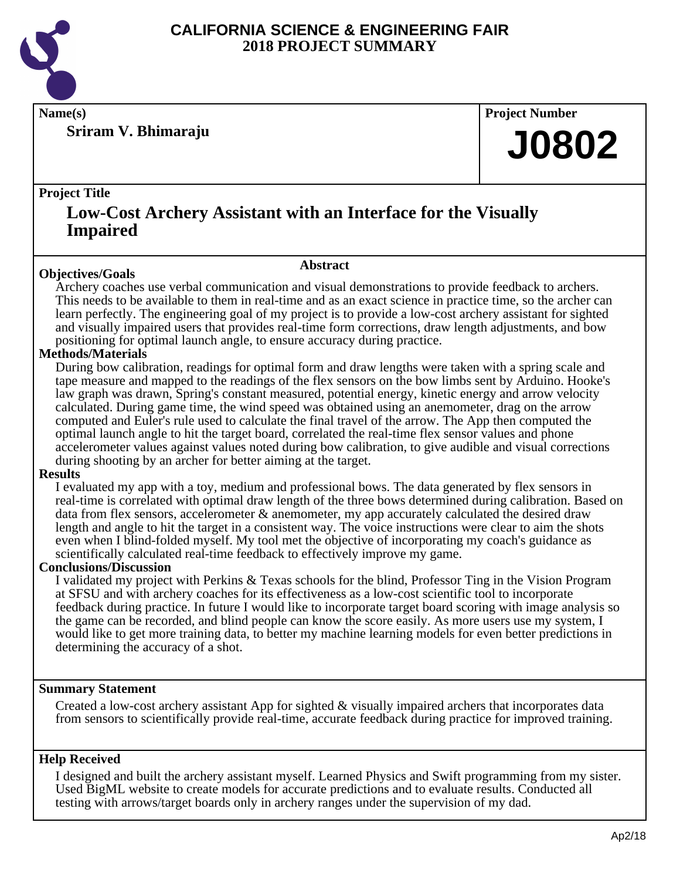# CALIFORNIA SCIENCE & ENGINEERING FAIR
## 2018 PROJECT SUMMARY

**Name(s)**

**Sriram V. Bhimaraju**

**Project Number**

**J0802**

**Project Title**

## Low-Cost Archery Assistant with an Interface for the Visually Impaired

### Abstract

**Objectives/Goals**

Archery coaches use verbal communication and visual demonstrations to provide feedback to archers. This needs to be available to them in real-time and as an exact science in practice time, so the archer can learn perfectly. The engineering goal of my project is to provide a low-cost archery assistant for sighted and visually impaired users that provides real-time form corrections, draw length adjustments, and bow positioning for optimal launch angle, to ensure accuracy during practice.

**Methods/Materials**

During bow calibration, readings for optimal form and draw lengths were taken with a spring scale and tape measure and mapped to the readings of the flex sensors on the bow limbs sent by Arduino. Hooke's law graph was drawn, Spring's constant measured, potential energy, kinetic energy and arrow velocity calculated. During game time, the wind speed was obtained using an anemometer, drag on the arrow computed and Euler's rule used to calculate the final travel of the arrow. The App then computed the optimal launch angle to hit the target board, correlated the real-time flex sensor values and phone accelerometer values against values noted during bow calibration, to give audible and visual corrections during shooting by an archer for better aiming at the target.

**Results**

I evaluated my app with a toy, medium and professional bows. The data generated by flex sensors in real-time is correlated with optimal draw length of the three bows determined during calibration. Based on data from flex sensors, accelerometer & anemometer, my app accurately calculated the desired draw length and angle to hit the target in a consistent way. The voice instructions were clear to aim the shots even when I blind-folded myself. My tool met the objective of incorporating my coach's guidance as scientifically calculated real-time feedback to effectively improve my game.

**Conclusions/Discussion**

I validated my project with Perkins & Texas schools for the blind, Professor Ting in the Vision Program at SFSU and with archery coaches for its effectiveness as a low-cost scientific tool to incorporate feedback during practice. In future I would like to incorporate target board scoring with image analysis so the game can be recorded, and blind people can know the score easily. As more users use my system, I would like to get more training data, to better my machine learning models for even better predictions in determining the accuracy of a shot.

**Summary Statement**

Created a low-cost archery assistant App for sighted & visually impaired archers that incorporates data from sensors to scientifically provide real-time, accurate feedback during practice for improved training.

**Help Received**

I designed and built the archery assistant myself. Learned Physics and Swift programming from my sister. Used BigML website to create models for accurate predictions and to evaluate results. Conducted all testing with arrows/target boards only in archery ranges under the supervision of my dad.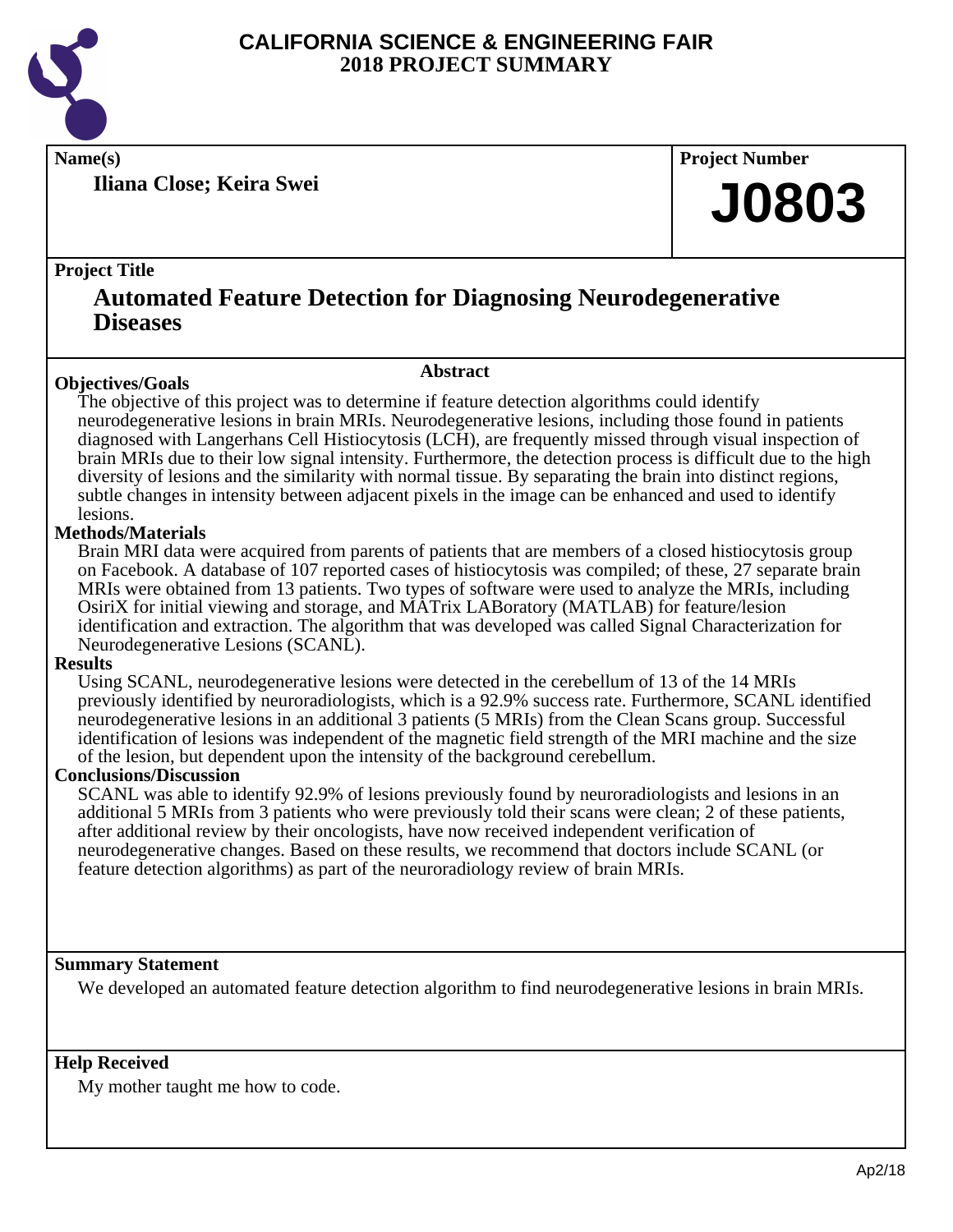# CALIFORNIA SCIENCE & ENGINEERING FAIR
# 2018 PROJECT SUMMARY

**Name(s)**

**Iliana Close; Keira Swei**

**Project Number**

**J0803**

**Project Title**

## Automated Feature Detection for Diagnosing Neurodegenerative Diseases

### Abstract

**Objectives/Goals**

The objective of this project was to determine if feature detection algorithms could identify neurodegenerative lesions in brain MRIs. Neurodegenerative lesions, including those found in patients diagnosed with Langerhans Cell Histiocytosis (LCH), are frequently missed through visual inspection of brain MRIs due to their low signal intensity. Furthermore, the detection process is difficult due to the high diversity of lesions and the similarity with normal tissue. By separating the brain into distinct regions, subtle changes in intensity between adjacent pixels in the image can be enhanced and used to identify lesions.

**Methods/Materials**

Brain MRI data were acquired from parents of patients that are members of a closed histiocytosis group on Facebook. A database of 107 reported cases of histiocytosis was compiled; of these, 27 separate brain MRIs were obtained from 13 patients. Two types of software were used to analyze the MRIs, including OsiriX for initial viewing and storage, and MATrix LABoratory (MATLAB) for feature/lesion identification and extraction. The algorithm that was developed was called Signal Characterization for Neurodegenerative Lesions (SCANL).

**Results**

Using SCANL, neurodegenerative lesions were detected in the cerebellum of 13 of the 14 MRIs previously identified by neuroradiologists, which is a 92.9% success rate. Furthermore, SCANL identified neurodegenerative lesions in an additional 3 patients (5 MRIs) from the Clean Scans group. Successful identification of lesions was independent of the magnetic field strength of the MRI machine and the size of the lesion, but dependent upon the intensity of the background cerebellum.

**Conclusions/Discussion**

SCANL was able to identify 92.9% of lesions previously found by neuroradiologists and lesions in an additional 5 MRIs from 3 patients who were previously told their scans were clean; 2 of these patients, after additional review by their oncologists, have now received independent verification of neurodegenerative changes. Based on these results, we recommend that doctors include SCANL (or feature detection algorithms) as part of the neuroradiology review of brain MRIs.

**Summary Statement**

We developed an automated feature detection algorithm to find neurodegenerative lesions in brain MRIs.

**Help Received**

My mother taught me how to code.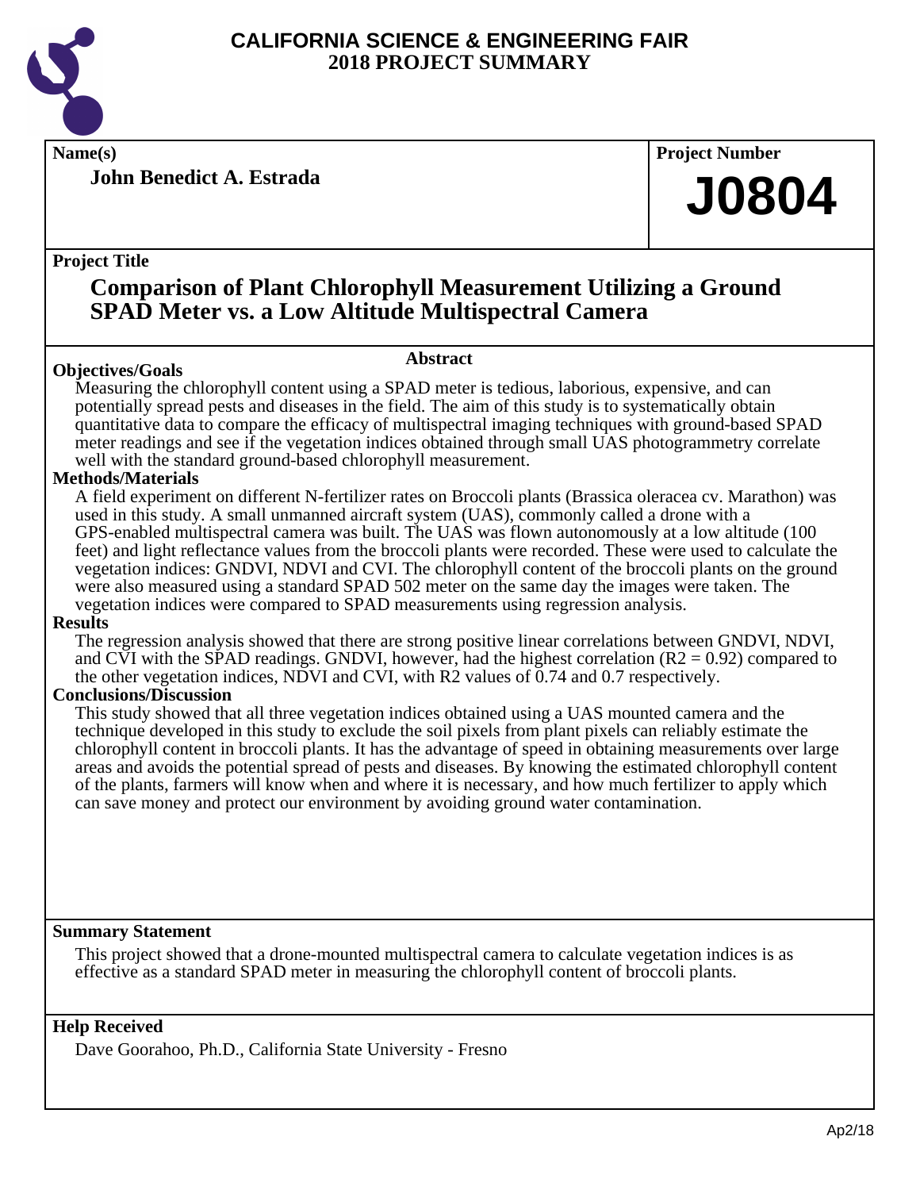# CALIFORNIA SCIENCE & ENGINEERING FAIR
## 2018 PROJECT SUMMARY

**Name(s)**

**John Benedict A. Estrada**

**Project Number**

# J0804

**Project Title**

## Comparison of Plant Chlorophyll Measurement Utilizing a Ground SPAD Meter vs. a Low Altitude Multispectral Camera

### Abstract

**Objectives/Goals**

Measuring the chlorophyll content using a SPAD meter is tedious, laborious, expensive, and can potentially spread pests and diseases in the field. The aim of this study is to systematically obtain quantitative data to compare the efficacy of multispectral imaging techniques with ground-based SPAD meter readings and see if the vegetation indices obtained through small UAS photogrammetry correlate well with the standard ground-based chlorophyll measurement.

**Methods/Materials**

A field experiment on different N-fertilizer rates on Broccoli plants (Brassica oleracea cv. Marathon) was used in this study. A small unmanned aircraft system (UAS), commonly called a drone with a GPS-enabled multispectral camera was built. The UAS was flown autonomously at a low altitude (100 feet) and light reflectance values from the broccoli plants were recorded. These were used to calculate the vegetation indices: GNDVI, NDVI and CVI. The chlorophyll content of the broccoli plants on the ground were also measured using a standard SPAD 502 meter on the same day the images were taken. The vegetation indices were compared to SPAD measurements using regression analysis.

**Results**

The regression analysis showed that there are strong positive linear correlations between GNDVI, NDVI, and CVI with the SPAD readings. GNDVI, however, had the highest correlation ($R2 = 0.92$) compared to the other vegetation indices, NDVI and CVI, with R2 values of 0.74 and 0.7 respectively.

**Conclusions/Discussion**

This study showed that all three vegetation indices obtained using a UAS mounted camera and the technique developed in this study to exclude the soil pixels from plant pixels can reliably estimate the chlorophyll content in broccoli plants. It has the advantage of speed in obtaining measurements over large areas and avoids the potential spread of pests and diseases. By knowing the estimated chlorophyll content of the plants, farmers will know when and where it is necessary, and how much fertilizer to apply which can save money and protect our environment by avoiding ground water contamination.

**Summary Statement**

This project showed that a drone-mounted multispectral camera to calculate vegetation indices is as effective as a standard SPAD meter in measuring the chlorophyll content of broccoli plants.

**Help Received**

Dave Goorahoo, Ph.D., California State University - Fresno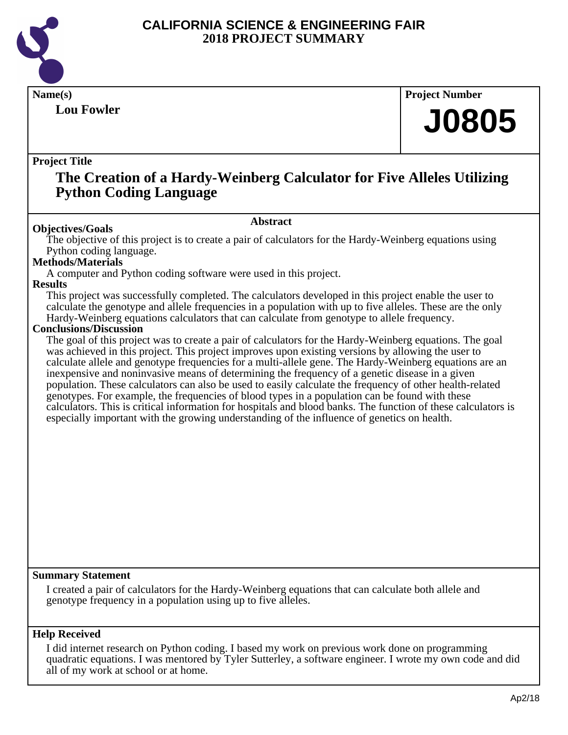# CALIFORNIA SCIENCE & ENGINEERING FAIR
## 2018 PROJECT SUMMARY

**Name(s)**

**Lou Fowler**

**Project Number**

**J0805**

**Project Title**

## The Creation of a Hardy-Weinberg Calculator for Five Alleles Utilizing Python Coding Language

### Abstract

**Objectives/Goals**

The objective of this project is to create a pair of calculators for the Hardy-Weinberg equations using Python coding language.

**Methods/Materials**

A computer and Python coding software were used in this project.

**Results**

This project was successfully completed. The calculators developed in this project enable the user to calculate the genotype and allele frequencies in a population with up to five alleles. These are the only Hardy-Weinberg equations calculators that can calculate from genotype to allele frequency.

**Conclusions/Discussion**

The goal of this project was to create a pair of calculators for the Hardy-Weinberg equations. The goal was achieved in this project. This project improves upon existing versions by allowing the user to calculate allele and genotype frequencies for a multi-allele gene. The Hardy-Weinberg equations are an inexpensive and noninvasive means of determining the frequency of a genetic disease in a given population. These calculators can also be used to easily calculate the frequency of other health-related genotypes. For example, the frequencies of blood types in a population can be found with these calculators. This is critical information for hospitals and blood banks. The function of these calculators is especially important with the growing understanding of the influence of genetics on health.

**Summary Statement**

I created a pair of calculators for the Hardy-Weinberg equations that can calculate both allele and genotype frequency in a population using up to five alleles.

**Help Received**

I did internet research on Python coding. I based my work on previous work done on programming quadratic equations. I was mentored by Tyler Sutterley, a software engineer. I wrote my own code and did all of my work at school or at home.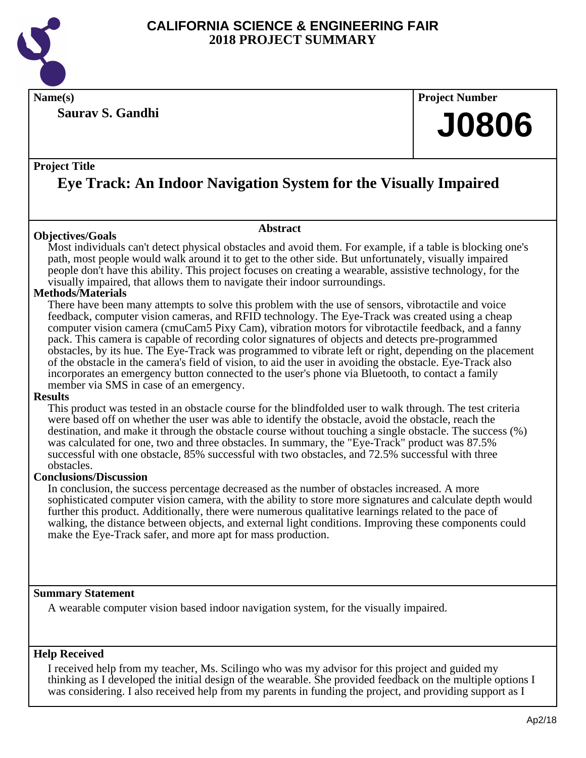# CALIFORNIA SCIENCE & ENGINEERING FAIR
## 2018 PROJECT SUMMARY

**Name(s)**

**Saurav S. Gandhi**

**Project Number**

# J0806

**Project Title**

## Eye Track: An Indoor Navigation System for the Visually Impaired

### Abstract

**Objectives/Goals**

Most individuals can't detect physical obstacles and avoid them. For example, if a table is blocking one's path, most people would walk around it to get to the other side. But unfortunately, visually impaired people don't have this ability. This project focuses on creating a wearable, assistive technology, for the visually impaired, that allows them to navigate their indoor surroundings.

**Methods/Materials**

There have been many attempts to solve this problem with the use of sensors, vibrotactile and voice feedback, computer vision cameras, and RFID technology. The Eye-Track was created using a cheap computer vision camera (cmuCam5 Pixy Cam), vibration motors for vibrotactile feedback, and a fanny pack. This camera is capable of recording color signatures of objects and detects pre-programmed obstacles, by its hue. The Eye-Track was programmed to vibrate left or right, depending on the placement of the obstacle in the camera's field of vision, to aid the user in avoiding the obstacle. Eye-Track also incorporates an emergency button connected to the user's phone via Bluetooth, to contact a family member via SMS in case of an emergency.

**Results**

This product was tested in an obstacle course for the blindfolded user to walk through. The test criteria were based off on whether the user was able to identify the obstacle, avoid the obstacle, reach the destination, and make it through the obstacle course without touching a single obstacle. The success (%) was calculated for one, two and three obstacles. In summary, the "Eye-Track" product was 87.5% successful with one obstacle, 85% successful with two obstacles, and 72.5% successful with three obstacles.

**Conclusions/Discussion**

In conclusion, the success percentage decreased as the number of obstacles increased. A more sophisticated computer vision camera, with the ability to store more signatures and calculate depth would further this product. Additionally, there were numerous qualitative learnings related to the pace of walking, the distance between objects, and external light conditions. Improving these components could make the Eye-Track safer, and more apt for mass production.

**Summary Statement**

A wearable computer vision based indoor navigation system, for the visually impaired.

**Help Received**

I received help from my teacher, Ms. Scilingo who was my advisor for this project and guided my thinking as I developed the initial design of the wearable. She provided feedback on the multiple options I was considering. I also received help from my parents in funding the project, and providing support as I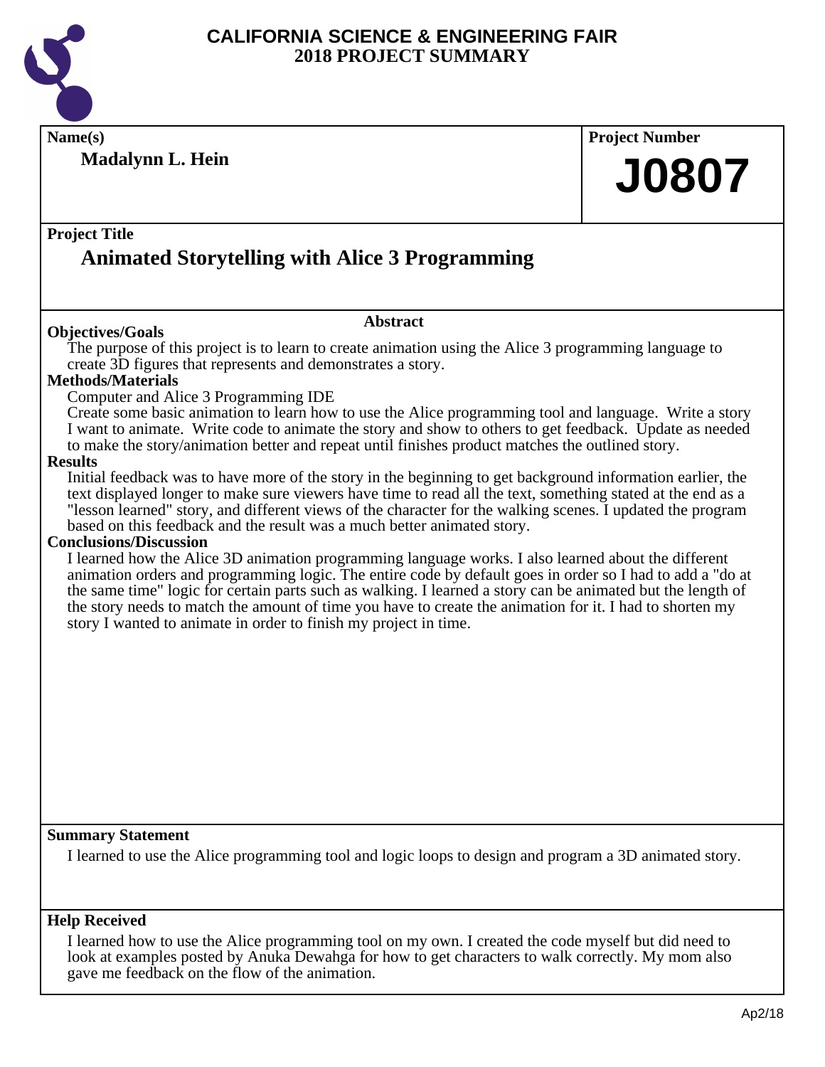# CALIFORNIA SCIENCE & ENGINEERING FAIR
## 2018 PROJECT SUMMARY

**Name(s)**

**Madalynn L. Hein**

**Project Number**

**J0807**

**Project Title**

## Animated Storytelling with Alice 3 Programming

### Abstract

**Objectives/Goals**

The purpose of this project is to learn to create animation using the Alice 3 programming language to create 3D figures that represents and demonstrates a story.

**Methods/Materials**

Computer and Alice 3 Programming IDE

Create some basic animation to learn how to use the Alice programming tool and language. Write a story I want to animate. Write code to animate the story and show to others to get feedback. Update as needed to make the story/animation better and repeat until finishes product matches the outlined story.

**Results**

Initial feedback was to have more of the story in the beginning to get background information earlier, the text displayed longer to make sure viewers have time to read all the text, something stated at the end as a "lesson learned" story, and different views of the character for the walking scenes. I updated the program based on this feedback and the result was a much better animated story.

**Conclusions/Discussion**

I learned how the Alice 3D animation programming language works. I also learned about the different animation orders and programming logic. The entire code by default goes in order so I had to add a "do at the same time" logic for certain parts such as walking. I learned a story can be animated but the length of the story needs to match the amount of time you have to create the animation for it. I had to shorten my story I wanted to animate in order to finish my project in time.

**Summary Statement**

I learned to use the Alice programming tool and logic loops to design and program a 3D animated story.

**Help Received**

I learned how to use the Alice programming tool on my own. I created the code myself but did need to look at examples posted by Anuka Dewahga for how to get characters to walk correctly. My mom also gave me feedback on the flow of the animation.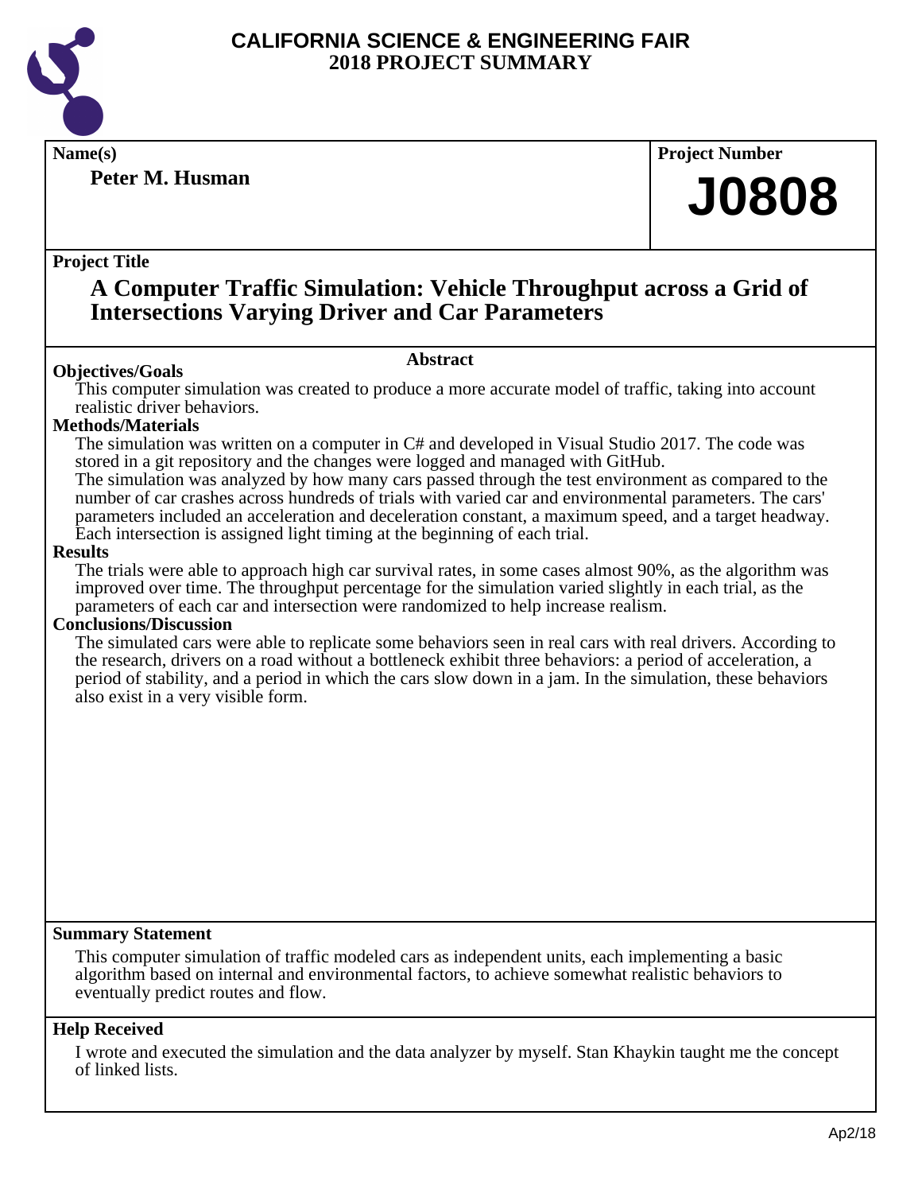# CALIFORNIA SCIENCE & ENGINEERING FAIR
## 2018 PROJECT SUMMARY

**Name(s)**

**Peter M. Husman**

**Project Number**

# J0808

**Project Title**

## A Computer Traffic Simulation: Vehicle Throughput across a Grid of Intersections Varying Driver and Car Parameters

### Abstract

**Objectives/Goals**

This computer simulation was created to produce a more accurate model of traffic, taking into account realistic driver behaviors.

**Methods/Materials**

The simulation was written on a computer in C# and developed in Visual Studio 2017. The code was stored in a git repository and the changes were logged and managed with GitHub.

The simulation was analyzed by how many cars passed through the test environment as compared to the number of car crashes across hundreds of trials with varied car and environmental parameters. The cars' parameters included an acceleration and deceleration constant, a maximum speed, and a target headway. Each intersection is assigned light timing at the beginning of each trial.

**Results**

The trials were able to approach high car survival rates, in some cases almost 90%, as the algorithm was improved over time. The throughput percentage for the simulation varied slightly in each trial, as the parameters of each car and intersection were randomized to help increase realism.

**Conclusions/Discussion**

The simulated cars were able to replicate some behaviors seen in real cars with real drivers. According to the research, drivers on a road without a bottleneck exhibit three behaviors: a period of acceleration, a period of stability, and a period in which the cars slow down in a jam. In the simulation, these behaviors also exist in a very visible form.

**Summary Statement**

This computer simulation of traffic modeled cars as independent units, each implementing a basic algorithm based on internal and environmental factors, to achieve somewhat realistic behaviors to eventually predict routes and flow.

**Help Received**

I wrote and executed the simulation and the data analyzer by myself. Stan Khaykin taught me the concept of linked lists.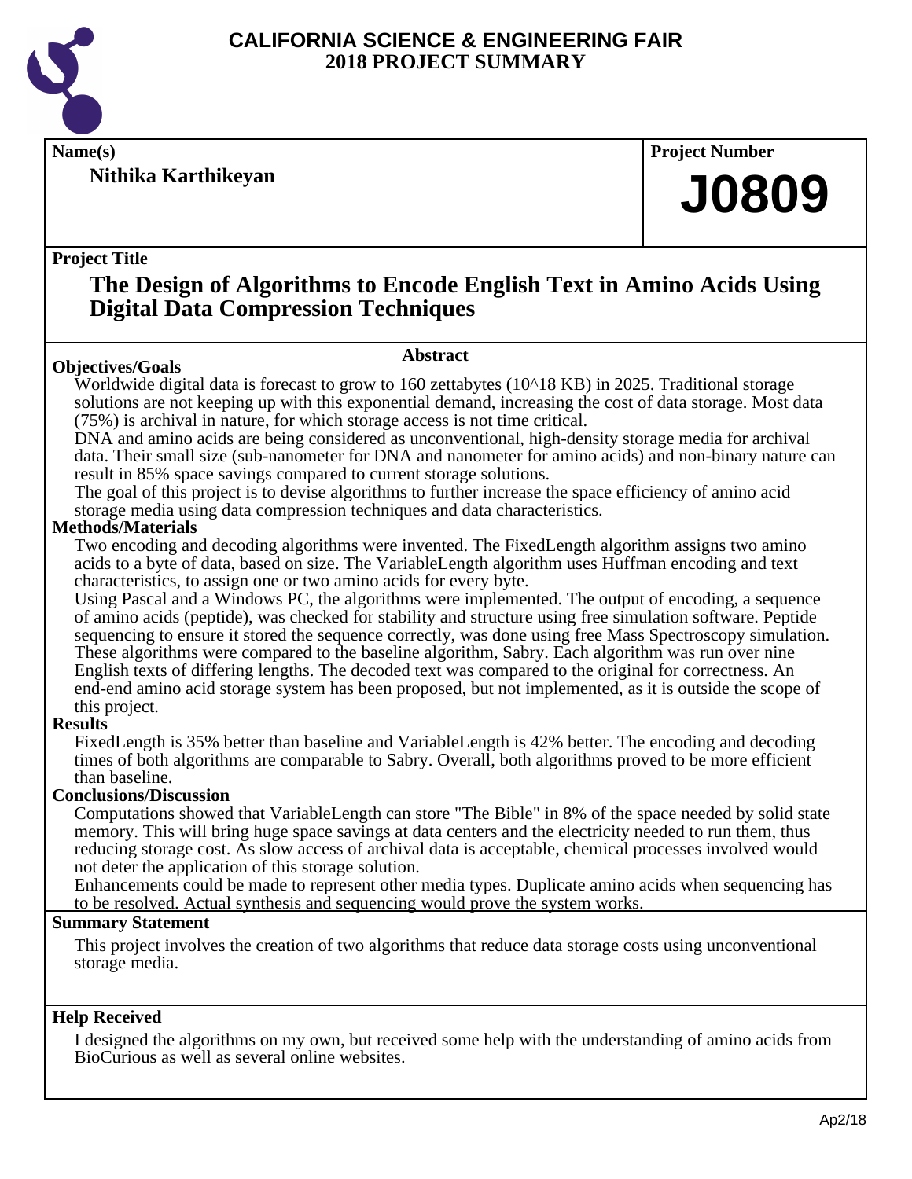# CALIFORNIA SCIENCE & ENGINEERING FAIR
# 2018 PROJECT SUMMARY

**Name(s)**

**Nithika Karthikeyan**

**Project Number**

**J0809**

**Project Title**

## The Design of Algorithms to Encode English Text in Amino Acids Using Digital Data Compression Techniques

### Abstract

**Objectives/Goals**

Worldwide digital data is forecast to grow to 160 zettabytes (10^18 KB) in 2025. Traditional storage solutions are not keeping up with this exponential demand, increasing the cost of data storage. Most data (75%) is archival in nature, for which storage access is not time critical.

DNA and amino acids are being considered as unconventional, high-density storage media for archival data. Their small size (sub-nanometer for DNA and nanometer for amino acids) and non-binary nature can result in 85% space savings compared to current storage solutions.

The goal of this project is to devise algorithms to further increase the space efficiency of amino acid storage media using data compression techniques and data characteristics.

**Methods/Materials**

Two encoding and decoding algorithms were invented. The FixedLength algorithm assigns two amino acids to a byte of data, based on size. The VariableLength algorithm uses Huffman encoding and text characteristics, to assign one or two amino acids for every byte.

Using Pascal and a Windows PC, the algorithms were implemented. The output of encoding, a sequence of amino acids (peptide), was checked for stability and structure using free simulation software. Peptide sequencing to ensure it stored the sequence correctly, was done using free Mass Spectroscopy simulation. These algorithms were compared to the baseline algorithm, Sabry. Each algorithm was run over nine English texts of differing lengths. The decoded text was compared to the original for correctness. An end-end amino acid storage system has been proposed, but not implemented, as it is outside the scope of this project.

**Results**

FixedLength is 35% better than baseline and VariableLength is 42% better. The encoding and decoding times of both algorithms are comparable to Sabry. Overall, both algorithms proved to be more efficient than baseline.

**Conclusions/Discussion**

Computations showed that VariableLength can store "The Bible" in 8% of the space needed by solid state memory. This will bring huge space savings at data centers and the electricity needed to run them, thus reducing storage cost. As slow access of archival data is acceptable, chemical processes involved would not deter the application of this storage solution.

Enhancements could be made to represent other media types. Duplicate amino acids when sequencing has to be resolved. Actual synthesis and sequencing would prove the system works.

**Summary Statement**

This project involves the creation of two algorithms that reduce data storage costs using unconventional storage media.

**Help Received**

I designed the algorithms on my own, but received some help with the understanding of amino acids from BioCurious as well as several online websites.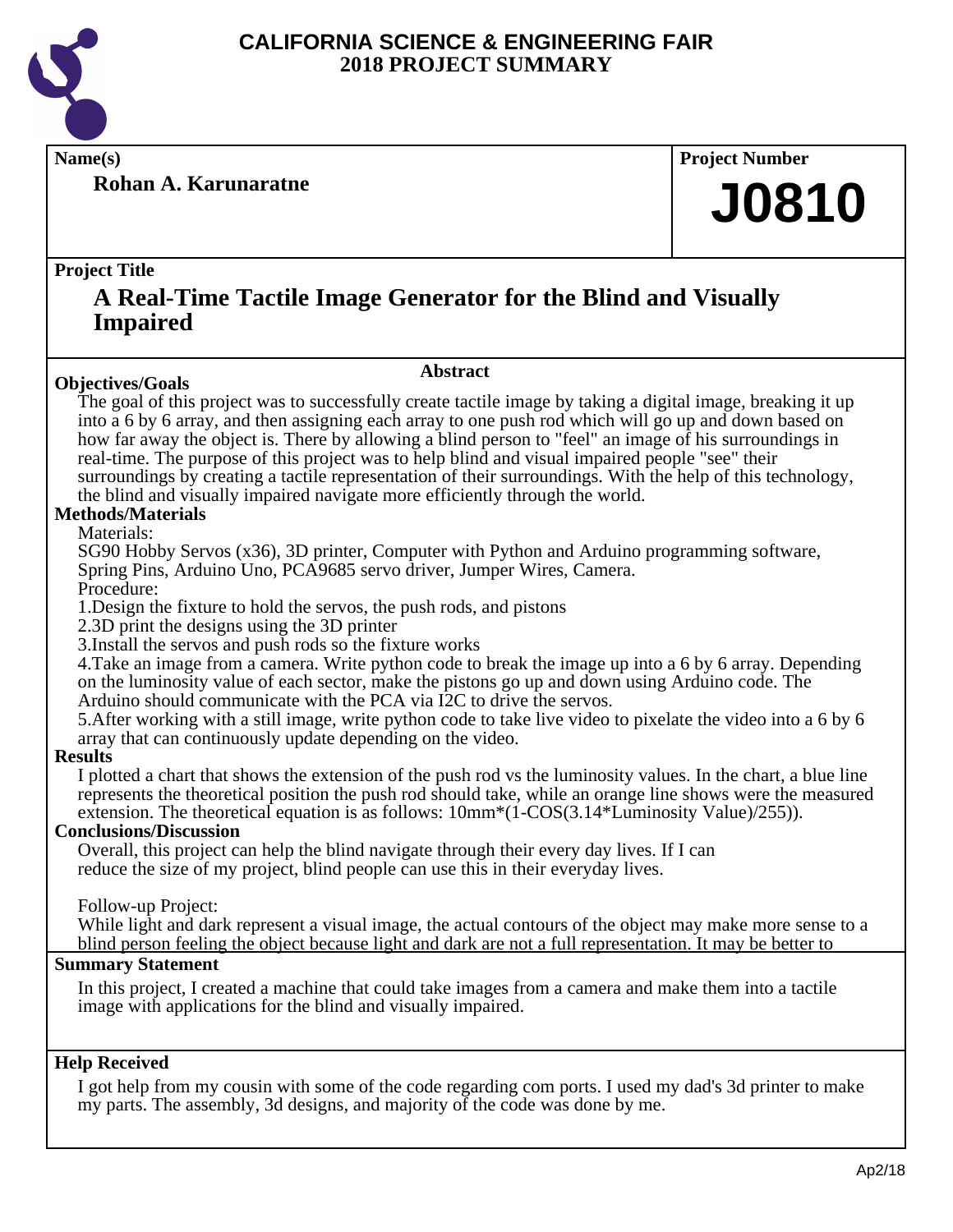# CALIFORNIA SCIENCE & ENGINEERING FAIR
## 2018 PROJECT SUMMARY

**Name(s)**

**Rohan A. Karunaratne**

**Project Number**

# J0810

**Project Title**

## A Real-Time Tactile Image Generator for the Blind and Visually Impaired

### Abstract

**Objectives/Goals**

The goal of this project was to successfully create tactile image by taking a digital image, breaking it up into a 6 by 6 array, and then assigning each array to one push rod which will go up and down based on how far away the object is. There by allowing a blind person to "feel" an image of his surroundings in real-time. The purpose of this project was to help blind and visual impaired people "see" their surroundings by creating a tactile representation of their surroundings. With the help of this technology, the blind and visually impaired navigate more efficiently through the world.

**Methods/Materials**

Materials:

SG90 Hobby Servos (x36), 3D printer, Computer with Python and Arduino programming software, Spring Pins, Arduino Uno, PCA9685 servo driver, Jumper Wires, Camera.

Procedure:

1.Design the fixture to hold the servos, the push rods, and pistons

2.3D print the designs using the 3D printer

3.Install the servos and push rods so the fixture works

4.Take an image from a camera. Write python code to break the image up into a 6 by 6 array. Depending on the luminosity value of each sector, make the pistons go up and down using Arduino code. The Arduino should communicate with the PCA via I2C to drive the servos.

5.After working with a still image, write python code to take live video to pixelate the video into a 6 by 6 array that can continuously update depending on the video.

**Results**

I plotted a chart that shows the extension of the push rod vs the luminosity values. In the chart, a blue line represents the theoretical position the push rod should take, while an orange line shows were the measured extension. The theoretical equation is as follows: 10mm*(1-COS(3.14*Luminosity Value)/255)).

**Conclusions/Discussion**

Overall, this project can help the blind navigate through their every day lives. If I can reduce the size of my project, blind people can use this in their everyday lives.

Follow-up Project:

While light and dark represent a visual image, the actual contours of the object may make more sense to a blind person feeling the object because light and dark are not a full representation. It may be better to

**Summary Statement**

In this project, I created a machine that could take images from a camera and make them into a tactile image with applications for the blind and visually impaired.

**Help Received**

I got help from my cousin with some of the code regarding com ports. I used my dad's 3d printer to make my parts. The assembly, 3d designs, and majority of the code was done by me.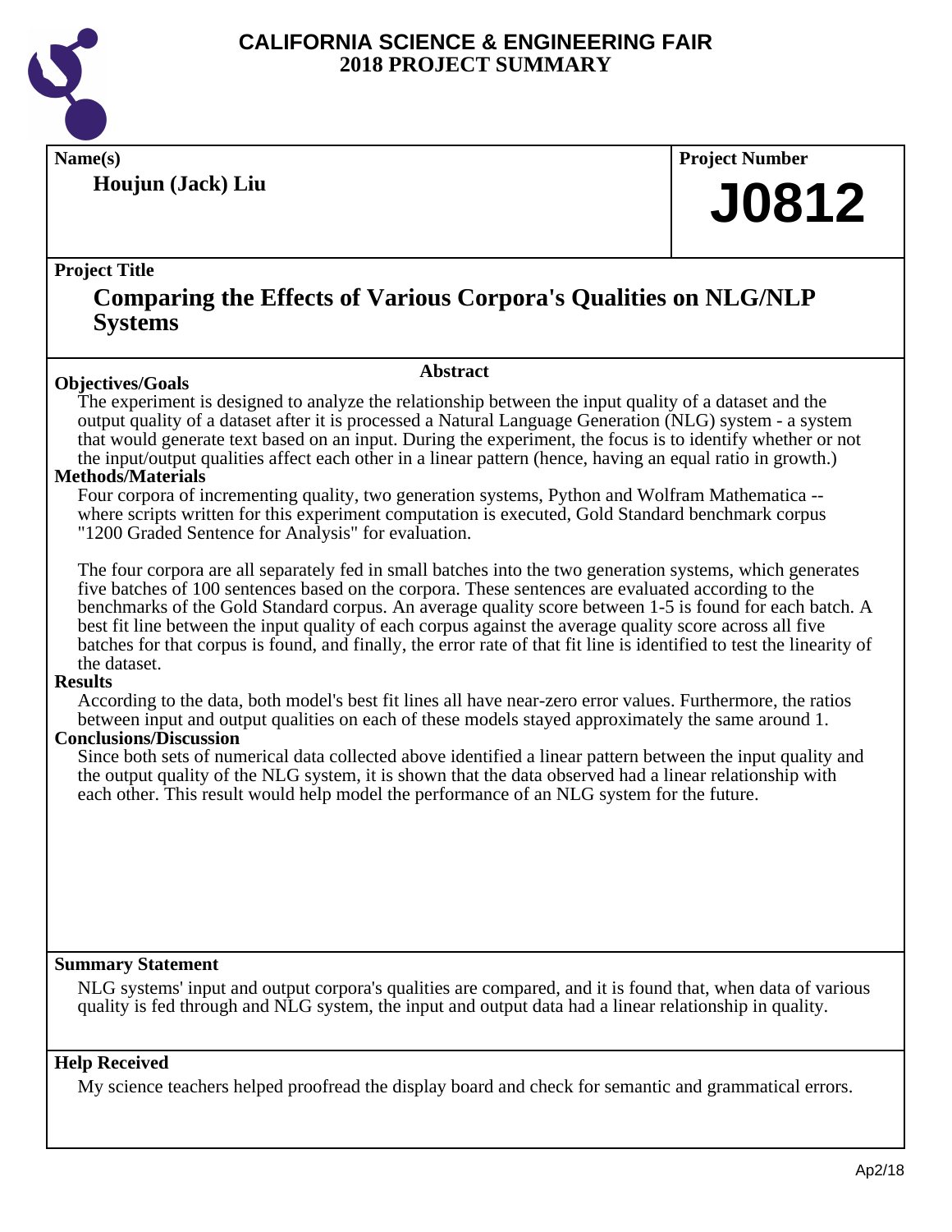# CALIFORNIA SCIENCE & ENGINEERING FAIR
# 2018 PROJECT SUMMARY

**Name(s)**

**Houjun (Jack) Liu**

**Project Number**

**J0812**

**Project Title**

## Comparing the Effects of Various Corpora's Qualities on NLG/NLP Systems

### Abstract

**Objectives/Goals**

The experiment is designed to analyze the relationship between the input quality of a dataset and the output quality of a dataset after it is processed a Natural Language Generation (NLG) system - a system that would generate text based on an input. During the experiment, the focus is to identify whether or not the input/output qualities affect each other in a linear pattern (hence, having an equal ratio in growth.)

**Methods/Materials**

Four corpora of incrementing quality, two generation systems, Python and Wolfram Mathematica -- where scripts written for this experiment computation is executed, Gold Standard benchmark corpus "1200 Graded Sentence for Analysis" for evaluation.

The four corpora are all separately fed in small batches into the two generation systems, which generates five batches of 100 sentences based on the corpora. These sentences are evaluated according to the benchmarks of the Gold Standard corpus. An average quality score between 1-5 is found for each batch. A best fit line between the input quality of each corpus against the average quality score across all five batches for that corpus is found, and finally, the error rate of that fit line is identified to test the linearity of the dataset.

**Results**

According to the data, both model's best fit lines all have near-zero error values. Furthermore, the ratios between input and output qualities on each of these models stayed approximately the same around 1.

**Conclusions/Discussion**

Since both sets of numerical data collected above identified a linear pattern between the input quality and the output quality of the NLG system, it is shown that the data observed had a linear relationship with each other. This result would help model the performance of an NLG system for the future.

**Summary Statement**

NLG systems' input and output corpora's qualities are compared, and it is found that, when data of various quality is fed through and NLG system, the input and output data had a linear relationship in quality.

**Help Received**

My science teachers helped proofread the display board and check for semantic and grammatical errors.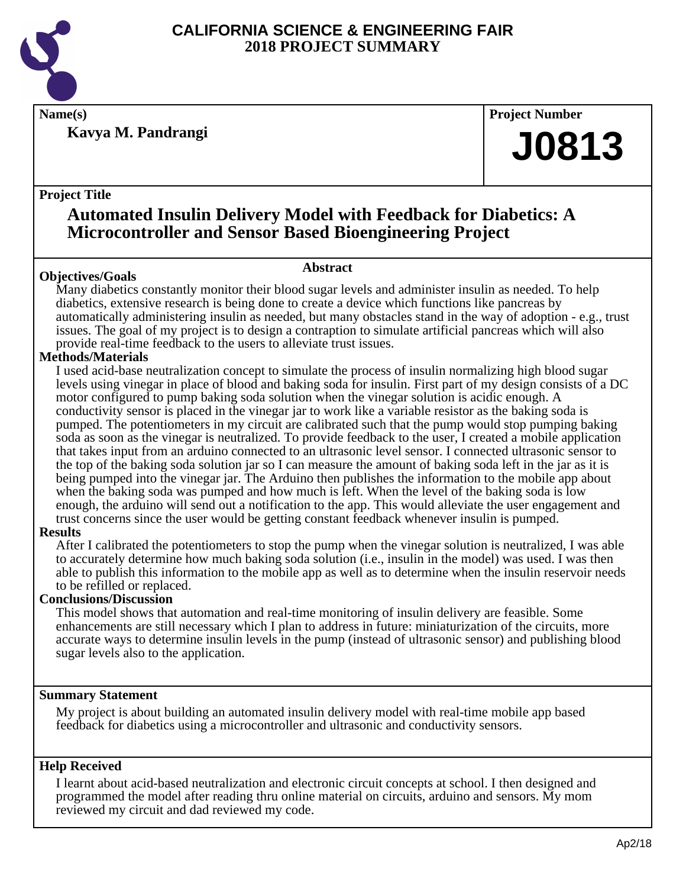# CALIFORNIA SCIENCE & ENGINEERING FAIR
# 2018 PROJECT SUMMARY

**Name(s)**

**Kavya M. Pandrangi**

**Project Number**

**J0813**

**Project Title**

## Automated Insulin Delivery Model with Feedback for Diabetics: A Microcontroller and Sensor Based Bioengineering Project

### Abstract

**Objectives/Goals**

Many diabetics constantly monitor their blood sugar levels and administer insulin as needed. To help diabetics, extensive research is being done to create a device which functions like pancreas by automatically administering insulin as needed, but many obstacles stand in the way of adoption - e.g., trust issues. The goal of my project is to design a contraption to simulate artificial pancreas which will also provide real-time feedback to the users to alleviate trust issues.

**Methods/Materials**

I used acid-base neutralization concept to simulate the process of insulin normalizing high blood sugar levels using vinegar in place of blood and baking soda for insulin. First part of my design consists of a DC motor configured to pump baking soda solution when the vinegar solution is acidic enough. A conductivity sensor is placed in the vinegar jar to work like a variable resistor as the baking soda is pumped. The potentiometers in my circuit are calibrated such that the pump would stop pumping baking soda as soon as the vinegar is neutralized. To provide feedback to the user, I created a mobile application that takes input from an arduino connected to an ultrasonic level sensor. I connected ultrasonic sensor to the top of the baking soda solution jar so I can measure the amount of baking soda left in the jar as it is being pumped into the vinegar jar. The Arduino then publishes the information to the mobile app about when the baking soda was pumped and how much is left. When the level of the baking soda is low enough, the arduino will send out a notification to the app. This would alleviate the user engagement and trust concerns since the user would be getting constant feedback whenever insulin is pumped.

**Results**

After I calibrated the potentiometers to stop the pump when the vinegar solution is neutralized, I was able to accurately determine how much baking soda solution (i.e., insulin in the model) was used. I was then able to publish this information to the mobile app as well as to determine when the insulin reservoir needs to be refilled or replaced.

**Conclusions/Discussion**

This model shows that automation and real-time monitoring of insulin delivery are feasible. Some enhancements are still necessary which I plan to address in future: miniaturization of the circuits, more accurate ways to determine insulin levels in the pump (instead of ultrasonic sensor) and publishing blood sugar levels also to the application.

**Summary Statement**

My project is about building an automated insulin delivery model with real-time mobile app based feedback for diabetics using a microcontroller and ultrasonic and conductivity sensors.

**Help Received**

I learnt about acid-based neutralization and electronic circuit concepts at school. I then designed and programmed the model after reading thru online material on circuits, arduino and sensors. My mom reviewed my circuit and dad reviewed my code.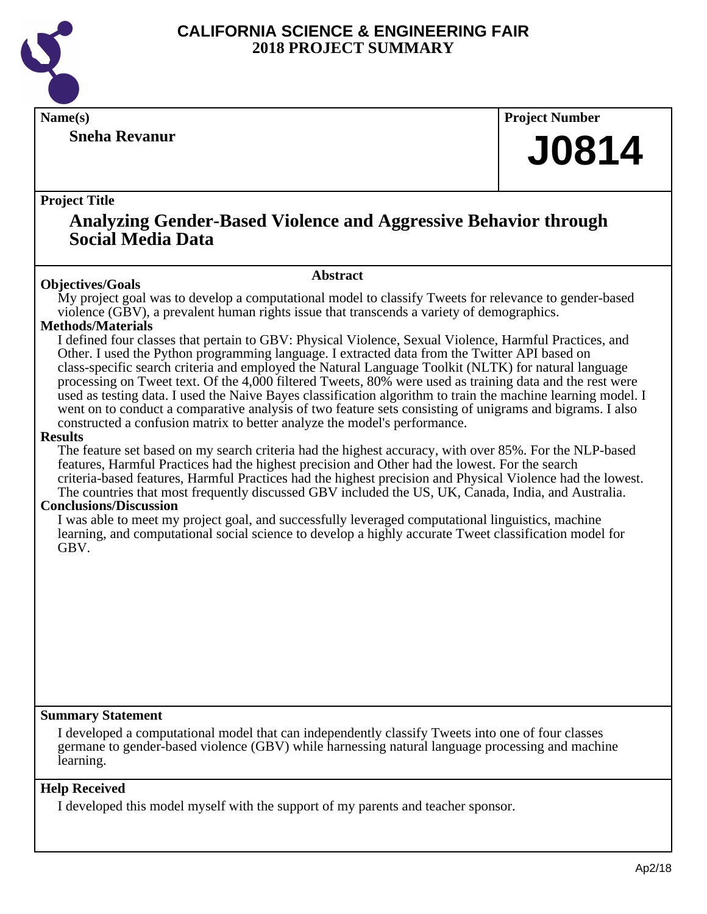# CALIFORNIA SCIENCE & ENGINEERING FAIR
## 2018 PROJECT SUMMARY

**Name(s)**

**Sneha Revanur**

**Project Number**

# J0814

**Project Title**

## Analyzing Gender-Based Violence and Aggressive Behavior through Social Media Data

### Abstract

**Objectives/Goals**

My project goal was to develop a computational model to classify Tweets for relevance to gender-based violence (GBV), a prevalent human rights issue that transcends a variety of demographics.

**Methods/Materials**

I defined four classes that pertain to GBV: Physical Violence, Sexual Violence, Harmful Practices, and Other. I used the Python programming language. I extracted data from the Twitter API based on class-specific search criteria and employed the Natural Language Toolkit (NLTK) for natural language processing on Tweet text. Of the 4,000 filtered Tweets, 80% were used as training data and the rest were used as testing data. I used the Naive Bayes classification algorithm to train the machine learning model. I went on to conduct a comparative analysis of two feature sets consisting of unigrams and bigrams. I also constructed a confusion matrix to better analyze the model's performance.

**Results**

The feature set based on my search criteria had the highest accuracy, with over 85%. For the NLP-based features, Harmful Practices had the highest precision and Other had the lowest. For the search criteria-based features, Harmful Practices had the highest precision and Physical Violence had the lowest. The countries that most frequently discussed GBV included the US, UK, Canada, India, and Australia.

**Conclusions/Discussion**

I was able to meet my project goal, and successfully leveraged computational linguistics, machine learning, and computational social science to develop a highly accurate Tweet classification model for GBV.

**Summary Statement**

I developed a computational model that can independently classify Tweets into one of four classes germane to gender-based violence (GBV) while harnessing natural language processing and machine learning.

**Help Received**

I developed this model myself with the support of my parents and teacher sponsor.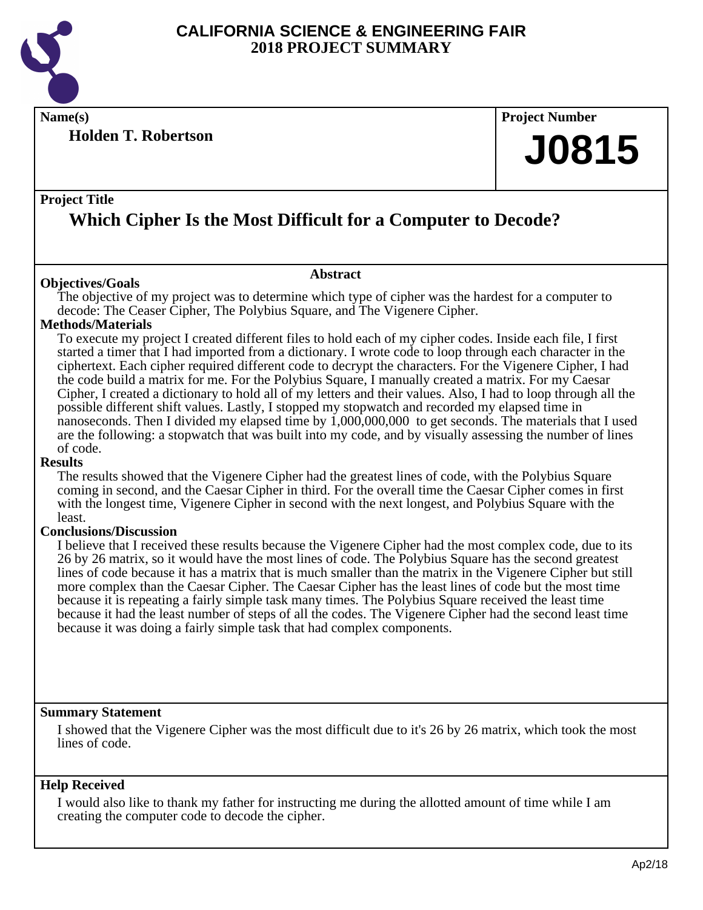# CALIFORNIA SCIENCE & ENGINEERING FAIR
# 2018 PROJECT SUMMARY

**Name(s)**

**Holden T. Robertson**

**Project Number**

**J0815**

**Project Title**

## Which Cipher Is the Most Difficult for a Computer to Decode?

### Abstract

**Objectives/Goals**

The objective of my project was to determine which type of cipher was the hardest for a computer to decode: The Ceaser Cipher, The Polybius Square, and The Vigenere Cipher.

**Methods/Materials**

To execute my project I created different files to hold each of my cipher codes. Inside each file, I first started a timer that I had imported from a dictionary. I wrote code to loop through each character in the ciphertext. Each cipher required different code to decrypt the characters. For the Vigenere Cipher, I had the code build a matrix for me. For the Polybius Square, I manually created a matrix. For my Caesar Cipher, I created a dictionary to hold all of my letters and their values. Also, I had to loop through all the possible different shift values. Lastly, I stopped my stopwatch and recorded my elapsed time in nanoseconds. Then I divided my elapsed time by 1,000,000,000 to get seconds. The materials that I used are the following: a stopwatch that was built into my code, and by visually assessing the number of lines of code.

**Results**

The results showed that the Vigenere Cipher had the greatest lines of code, with the Polybius Square coming in second, and the Caesar Cipher in third. For the overall time the Caesar Cipher comes in first with the longest time, Vigenere Cipher in second with the next longest, and Polybius Square with the least.

**Conclusions/Discussion**

I believe that I received these results because the Vigenere Cipher had the most complex code, due to its 26 by 26 matrix, so it would have the most lines of code. The Polybius Square has the second greatest lines of code because it has a matrix that is much smaller than the matrix in the Vigenere Cipher but still more complex than the Caesar Cipher. The Caesar Cipher has the least lines of code but the most time because it is repeating a fairly simple task many times. The Polybius Square received the least time because it had the least number of steps of all the codes. The Vigenere Cipher had the second least time because it was doing a fairly simple task that had complex components.

**Summary Statement**

I showed that the Vigenere Cipher was the most difficult due to it's 26 by 26 matrix, which took the most lines of code.

**Help Received**

I would also like to thank my father for instructing me during the allotted amount of time while I am creating the computer code to decode the cipher.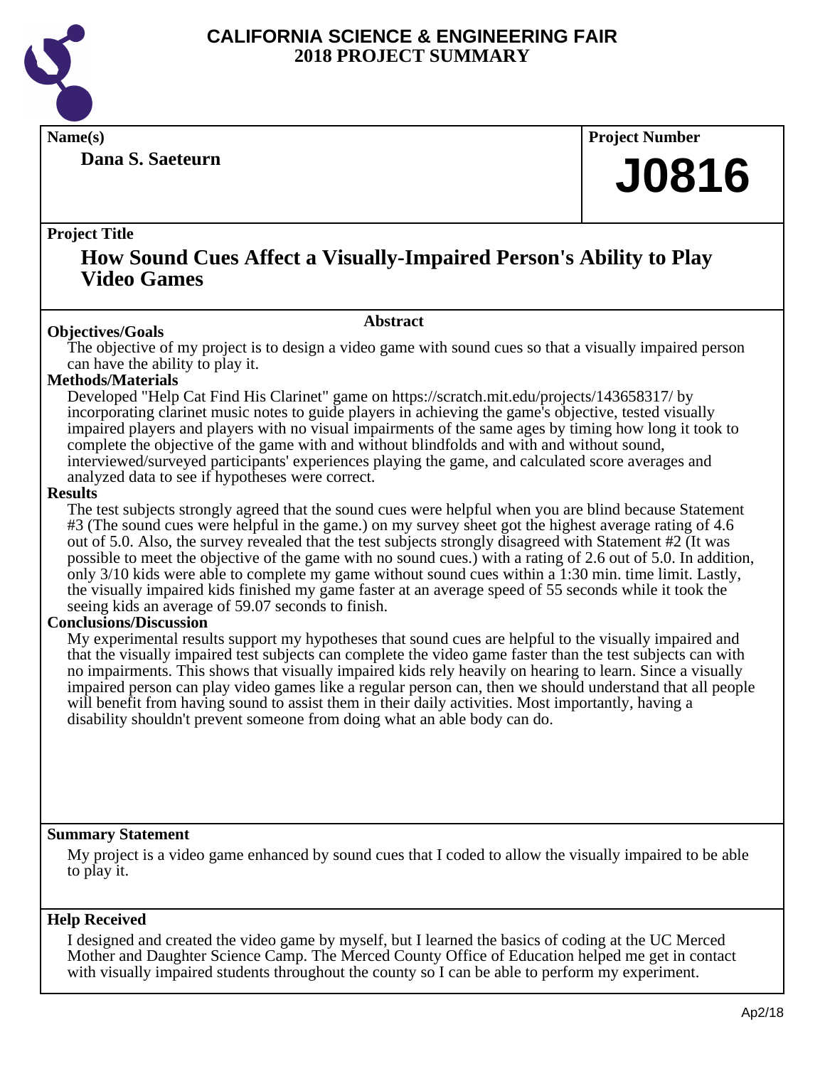# CALIFORNIA SCIENCE & ENGINEERING FAIR
# 2018 PROJECT SUMMARY

**Name(s)**

**Dana S. Saeteurn**

**Project Number**

**J0816**

**Project Title**

## How Sound Cues Affect a Visually-Impaired Person's Ability to Play Video Games

**Abstract**

**Objectives/Goals**

The objective of my project is to design a video game with sound cues so that a visually impaired person can have the ability to play it.

**Methods/Materials**

Developed "Help Cat Find His Clarinet" game on https://scratch.mit.edu/projects/143658317/ by incorporating clarinet music notes to guide players in achieving the game's objective, tested visually impaired players and players with no visual impairments of the same ages by timing how long it took to complete the objective of the game with and without blindfolds and with and without sound, interviewed/surveyed participants' experiences playing the game, and calculated score averages and analyzed data to see if hypotheses were correct.

**Results**

The test subjects strongly agreed that the sound cues were helpful when you are blind because Statement #3 (The sound cues were helpful in the game.) on my survey sheet got the highest average rating of 4.6 out of 5.0. Also, the survey revealed that the test subjects strongly disagreed with Statement #2 (It was possible to meet the objective of the game with no sound cues.) with a rating of 2.6 out of 5.0. In addition, only 3/10 kids were able to complete my game without sound cues within a 1:30 min. time limit. Lastly, the visually impaired kids finished my game faster at an average speed of 55 seconds while it took the seeing kids an average of 59.07 seconds to finish.

**Conclusions/Discussion**

My experimental results support my hypotheses that sound cues are helpful to the visually impaired and that the visually impaired test subjects can complete the video game faster than the test subjects can with no impairments. This shows that visually impaired kids rely heavily on hearing to learn. Since a visually impaired person can play video games like a regular person can, then we should understand that all people will benefit from having sound to assist them in their daily activities. Most importantly, having a disability shouldn't prevent someone from doing what an able body can do.

**Summary Statement**

My project is a video game enhanced by sound cues that I coded to allow the visually impaired to be able to play it.

**Help Received**

I designed and created the video game by myself, but I learned the basics of coding at the UC Merced Mother and Daughter Science Camp. The Merced County Office of Education helped me get in contact with visually impaired students throughout the county so I can be able to perform my experiment.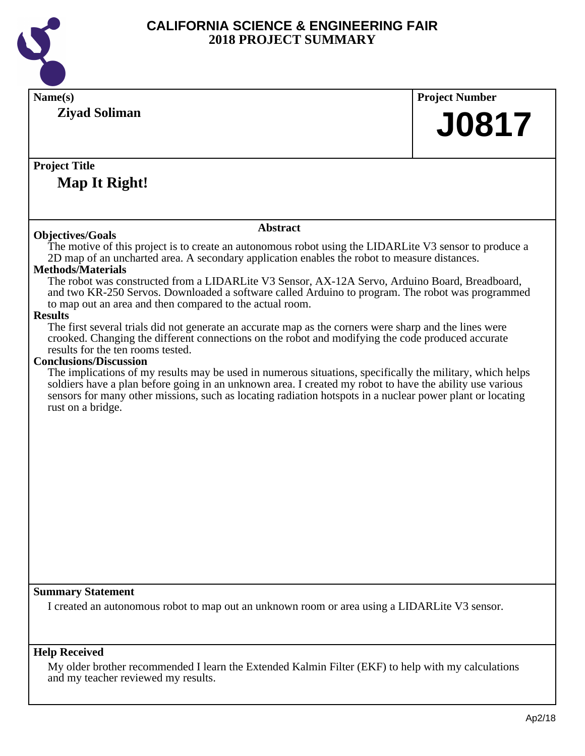# CALIFORNIA SCIENCE & ENGINEERING FAIR
## 2018 PROJECT SUMMARY

**Name(s)**

**Ziyad Soliman**

**Project Number**

# J0817

**Project Title**

## Map It Right!

### Abstract

**Objectives/Goals**

The motive of this project is to create an autonomous robot using the LIDARLite V3 sensor to produce a 2D map of an uncharted area. A secondary application enables the robot to measure distances.

**Methods/Materials**

The robot was constructed from a LIDARLite V3 Sensor, AX-12A Servo, Arduino Board, Breadboard, and two KR-250 Servos. Downloaded a software called Arduino to program. The robot was programmed to map out an area and then compared to the actual room.

**Results**

The first several trials did not generate an accurate map as the corners were sharp and the lines were crooked. Changing the different connections on the robot and modifying the code produced accurate results for the ten rooms tested.

**Conclusions/Discussion**

The implications of my results may be used in numerous situations, specifically the military, which helps soldiers have a plan before going in an unknown area. I created my robot to have the ability use various sensors for many other missions, such as locating radiation hotspots in a nuclear power plant or locating rust on a bridge.

**Summary Statement**

I created an autonomous robot to map out an unknown room or area using a LIDARLite V3 sensor.

**Help Received**

My older brother recommended I learn the Extended Kalmin Filter (EKF) to help with my calculations and my teacher reviewed my results.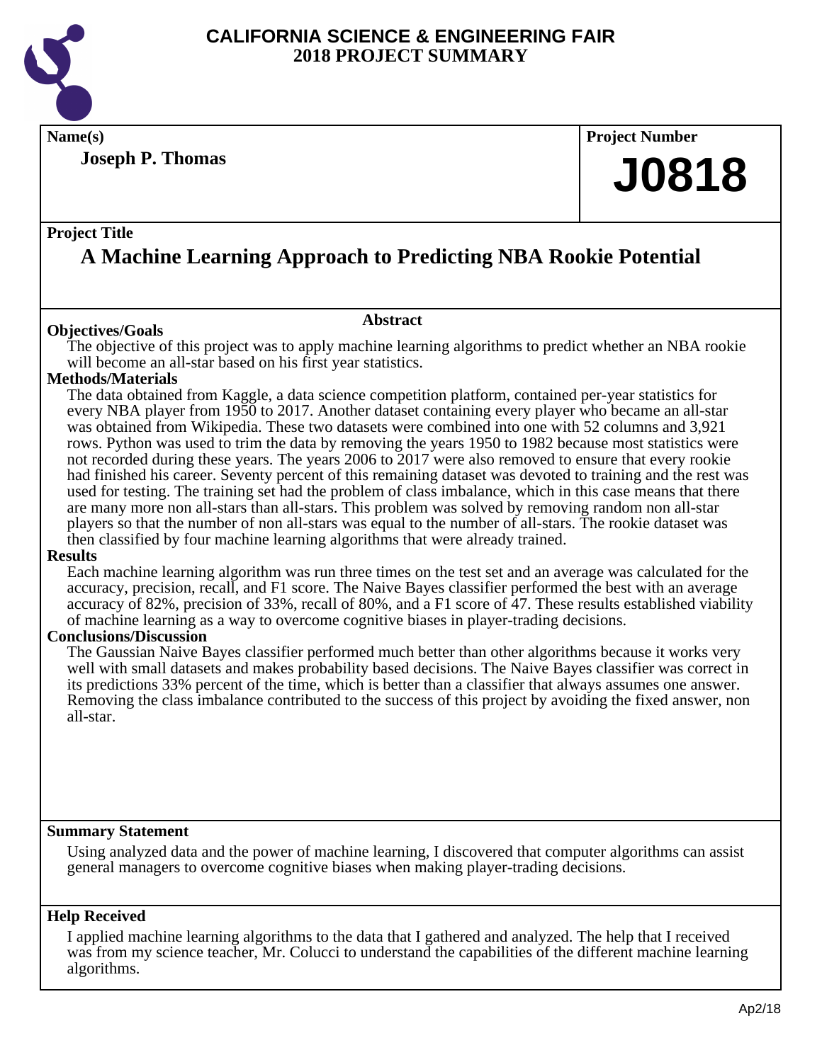# CALIFORNIA SCIENCE & ENGINEERING FAIR
## 2018 PROJECT SUMMARY

**Name(s)**

**Joseph P. Thomas**

**Project Number**

**J0818**

**Project Title**

## A Machine Learning Approach to Predicting NBA Rookie Potential

### Abstract

**Objectives/Goals**

The objective of this project was to apply machine learning algorithms to predict whether an NBA rookie will become an all-star based on his first year statistics.

**Methods/Materials**

The data obtained from Kaggle, a data science competition platform, contained per-year statistics for every NBA player from 1950 to 2017. Another dataset containing every player who became an all-star was obtained from Wikipedia. These two datasets were combined into one with 52 columns and 3,921 rows. Python was used to trim the data by removing the years 1950 to 1982 because most statistics were not recorded during these years. The years 2006 to 2017 were also removed to ensure that every rookie had finished his career. Seventy percent of this remaining dataset was devoted to training and the rest was used for testing. The training set had the problem of class imbalance, which in this case means that there are many more non all-stars than all-stars. This problem was solved by removing random non all-star players so that the number of non all-stars was equal to the number of all-stars. The rookie dataset was then classified by four machine learning algorithms that were already trained.

**Results**

Each machine learning algorithm was run three times on the test set and an average was calculated for the accuracy, precision, recall, and F1 score. The Naive Bayes classifier performed the best with an average accuracy of 82%, precision of 33%, recall of 80%, and a F1 score of 47. These results established viability of machine learning as a way to overcome cognitive biases in player-trading decisions.

**Conclusions/Discussion**

The Gaussian Naive Bayes classifier performed much better than other algorithms because it works very well with small datasets and makes probability based decisions. The Naive Bayes classifier was correct in its predictions 33% percent of the time, which is better than a classifier that always assumes one answer. Removing the class imbalance contributed to the success of this project by avoiding the fixed answer, non all-star.

**Summary Statement**

Using analyzed data and the power of machine learning, I discovered that computer algorithms can assist general managers to overcome cognitive biases when making player-trading decisions.

**Help Received**

I applied machine learning algorithms to the data that I gathered and analyzed. The help that I received was from my science teacher, Mr. Colucci to understand the capabilities of the different machine learning algorithms.